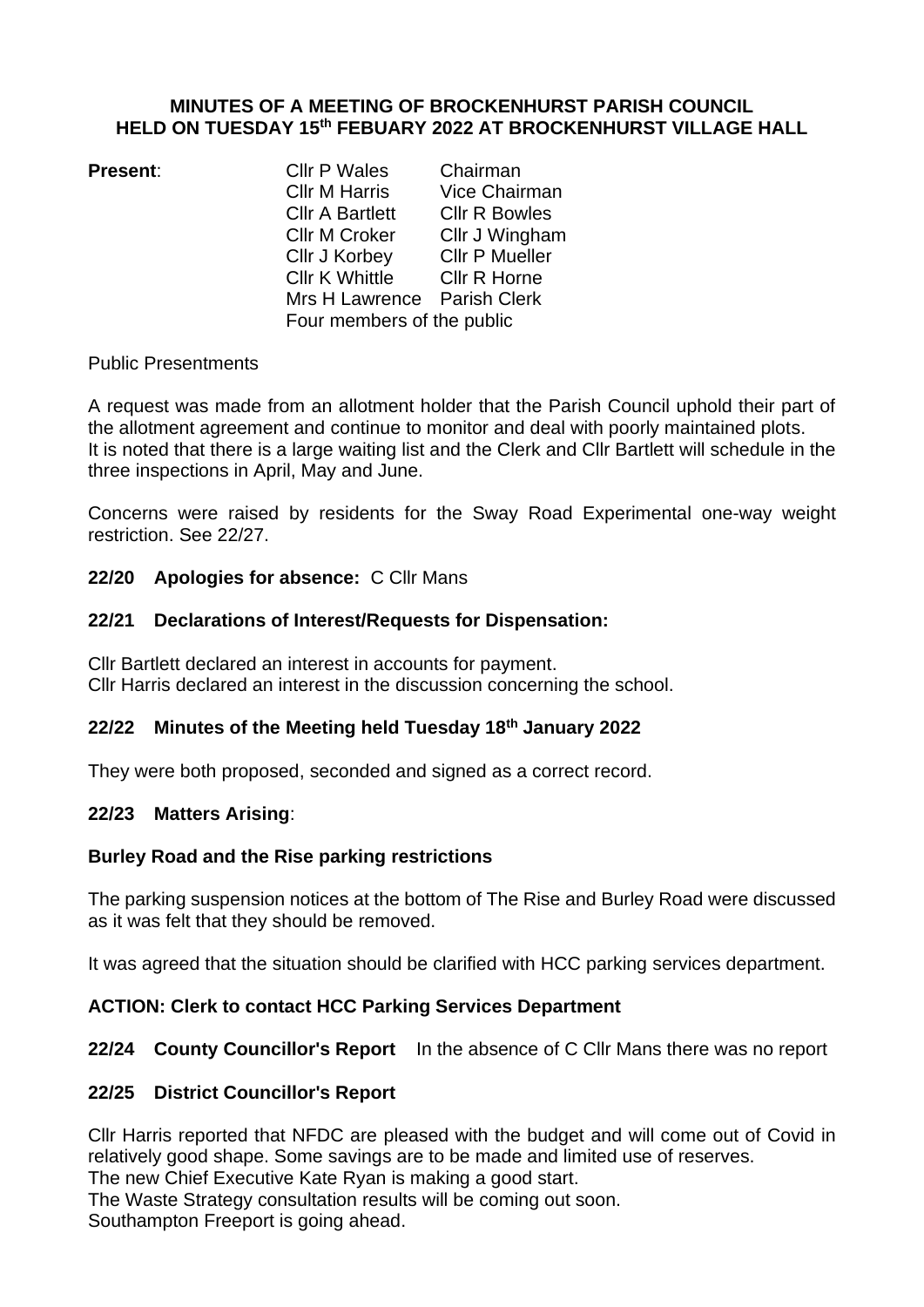# MINUTES OF A MEETING OF BROCKENHURST PARISH COUNCIL HELD ON TUESDAY 15th FEBUARY 2022 AT BROCKENHURST VILLAGE HALL

**Present**:

| | |
|---|---|
| Cllr P Wales | Chairman |
| Cllr M Harris | Vice Chairman |
| Cllr A Bartlett | Cllr R Bowles |
| Cllr M Croker | Cllr J Wingham |
| Cllr J Korbey | Cllr P Mueller |
| Cllr K Whittle | Cllr R Horne |
| Mrs H Lawrence | Parish Clerk |

Four members of the public

Public Presentments

A request was made from an allotment holder that the Parish Council uphold their part of the allotment agreement and continue to monitor and deal with poorly maintained plots. It is noted that there is a large waiting list and the Clerk and Cllr Bartlett will schedule in the three inspections in April, May and June.

Concerns were raised by residents for the Sway Road Experimental one-way weight restriction. See 22/27.

## 22/20 Apologies for absence: C Cllr Mans

## 22/21 Declarations of Interest/Requests for Dispensation:

Cllr Bartlett declared an interest in accounts for payment.
Cllr Harris declared an interest in the discussion concerning the school.

## 22/22 Minutes of the Meeting held Tuesday 18th January 2022

They were both proposed, seconded and signed as a correct record.

## 22/23 Matters Arising:

### Burley Road and the Rise parking restrictions

The parking suspension notices at the bottom of The Rise and Burley Road were discussed as it was felt that they should be removed.

It was agreed that the situation should be clarified with HCC parking services department.

**ACTION: Clerk to contact HCC Parking Services Department**

## 22/24 County Councillor's Report

In the absence of C Cllr Mans there was no report

## 22/25 District Councillor's Report

Cllr Harris reported that NFDC are pleased with the budget and will come out of Covid in relatively good shape. Some savings are to be made and limited use of reserves.
The new Chief Executive Kate Ryan is making a good start.
The Waste Strategy consultation results will be coming out soon.
Southampton Freeport is going ahead.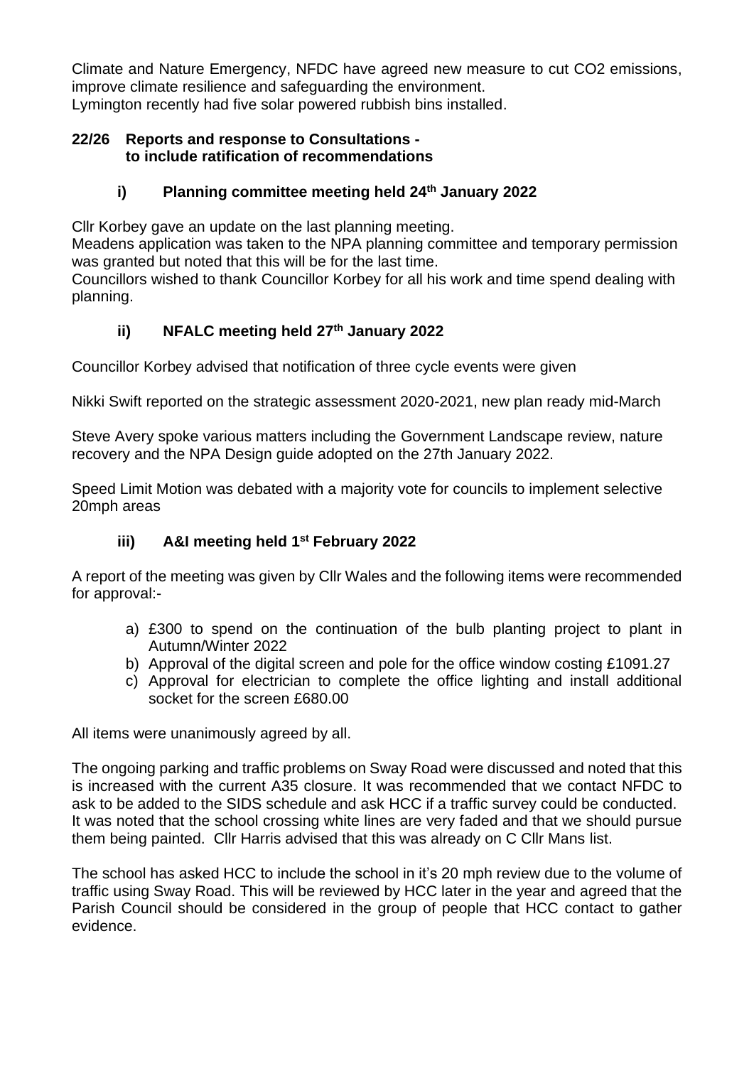Climate and Nature Emergency, NFDC have agreed new measure to cut $CO_2$ emissions, improve climate resilience and safeguarding the environment.
Lymington recently had five solar powered rubbish bins installed.

**22/26 Reports and response to Consultations - to include ratification of recommendations**

**i) Planning committee meeting held 24th January 2022**

Cllr Korbey gave an update on the last planning meeting.
Meadens application was taken to the NPA planning committee and temporary permission was granted but noted that this will be for the last time.
Councillors wished to thank Councillor Korbey for all his work and time spend dealing with planning.

**ii) NFALC meeting held 27th January 2022**

Councillor Korbey advised that notification of three cycle events were given

Nikki Swift reported on the strategic assessment 2020-2021, new plan ready mid-March

Steve Avery spoke various matters including the Government Landscape review, nature recovery and the NPA Design guide adopted on the 27th January 2022.

Speed Limit Motion was debated with a majority vote for councils to implement selective 20mph areas

**iii) A&I meeting held 1st February 2022**

A report of the meeting was given by Cllr Wales and the following items were recommended for approval:-

a) £300 to spend on the continuation of the bulb planting project to plant in Autumn/Winter 2022
b) Approval of the digital screen and pole for the office window costing £1091.27
c) Approval for electrician to complete the office lighting and install additional socket for the screen £680.00

All items were unanimously agreed by all.

The ongoing parking and traffic problems on Sway Road were discussed and noted that this is increased with the current A35 closure. It was recommended that we contact NFDC to ask to be added to the SIDS schedule and ask HCC if a traffic survey could be conducted. It was noted that the school crossing white lines are very faded and that we should pursue them being painted. Cllr Harris advised that this was already on C Cllr Mans list.

The school has asked HCC to include the school in it's 20 mph review due to the volume of traffic using Sway Road. This will be reviewed by HCC later in the year and agreed that the Parish Council should be considered in the group of people that HCC contact to gather evidence.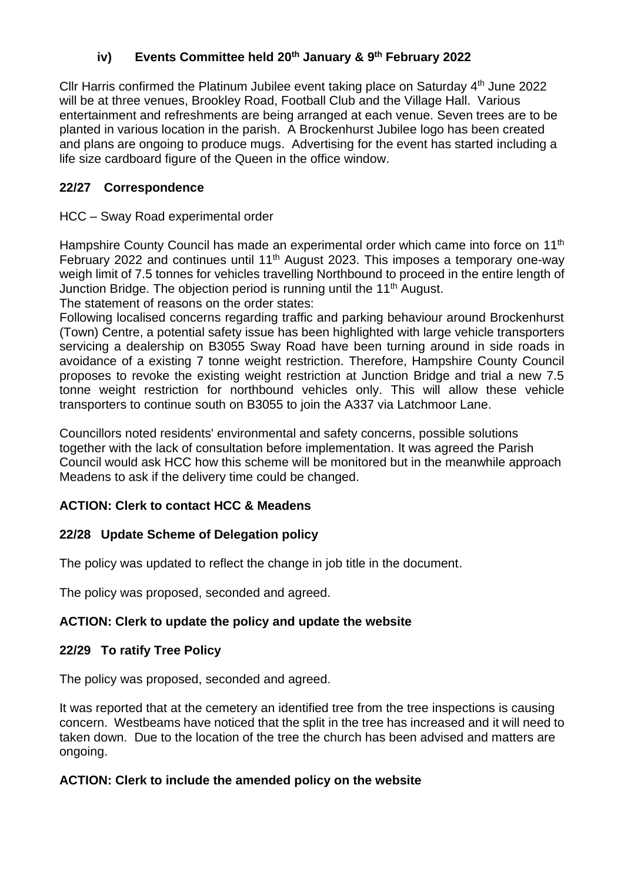### iv) Events Committee held 20th January & 9th February 2022

Cllr Harris confirmed the Platinum Jubilee event taking place on Saturday 4th June 2022 will be at three venues, Brookley Road, Football Club and the Village Hall. Various entertainment and refreshments are being arranged at each venue. Seven trees are to be planted in various location in the parish. A Brockenhurst Jubilee logo has been created and plans are ongoing to produce mugs. Advertising for the event has started including a life size cardboard figure of the Queen in the office window.

## 22/27 Correspondence

HCC – Sway Road experimental order

Hampshire County Council has made an experimental order which came into force on 11th February 2022 and continues until 11th August 2023. This imposes a temporary one-way weigh limit of 7.5 tonnes for vehicles travelling Northbound to proceed in the entire length of Junction Bridge. The objection period is running until the 11th August.
The statement of reasons on the order states:
Following localised concerns regarding traffic and parking behaviour around Brockenhurst (Town) Centre, a potential safety issue has been highlighted with large vehicle transporters servicing a dealership on B3055 Sway Road have been turning around in side roads in avoidance of a existing 7 tonne weight restriction. Therefore, Hampshire County Council proposes to revoke the existing weight restriction at Junction Bridge and trial a new 7.5 tonne weight restriction for northbound vehicles only. This will allow these vehicle transporters to continue south on B3055 to join the A337 via Latchmoor Lane.

Councillors noted residents' environmental and safety concerns, possible solutions together with the lack of consultation before implementation. It was agreed the Parish Council would ask HCC how this scheme will be monitored but in the meanwhile approach Meadens to ask if the delivery time could be changed.

**ACTION: Clerk to contact HCC & Meadens**

## 22/28 Update Scheme of Delegation policy

The policy was updated to reflect the change in job title in the document.

The policy was proposed, seconded and agreed.

**ACTION: Clerk to update the policy and update the website**

## 22/29 To ratify Tree Policy

The policy was proposed, seconded and agreed.

It was reported that at the cemetery an identified tree from the tree inspections is causing concern. Westbeams have noticed that the split in the tree has increased and it will need to taken down. Due to the location of the tree the church has been advised and matters are ongoing.

**ACTION: Clerk to include the amended policy on the website**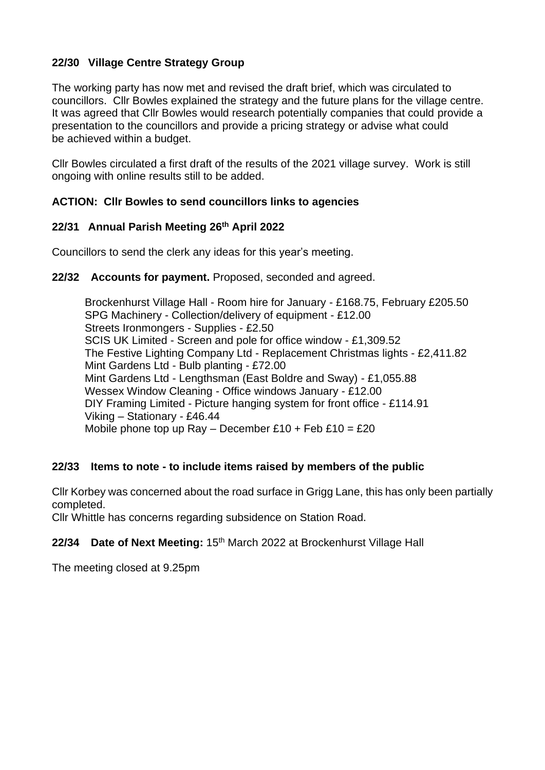### 22/30 Village Centre Strategy Group

The working party has now met and revised the draft brief, which was circulated to councillors. Cllr Bowles explained the strategy and the future plans for the village centre. It was agreed that Cllr Bowles would research potentially companies that could provide a presentation to the councillors and provide a pricing strategy or advise what could be achieved within a budget.

Cllr Bowles circulated a first draft of the results of the 2021 village survey. Work is still ongoing with online results still to be added.

**ACTION: Cllr Bowles to send councillors links to agencies**

### 22/31 Annual Parish Meeting 26th April 2022

Councillors to send the clerk any ideas for this year's meeting.

**22/32 Accounts for payment.** Proposed, seconded and agreed.

Brockenhurst Village Hall - Room hire for January - £168.75, February £205.50
SPG Machinery - Collection/delivery of equipment - £12.00
Streets Ironmongers - Supplies - £2.50
SCIS UK Limited - Screen and pole for office window - £1,309.52
The Festive Lighting Company Ltd - Replacement Christmas lights - £2,411.82
Mint Gardens Ltd - Bulb planting - £72.00
Mint Gardens Ltd - Lengthsman (East Boldre and Sway) - £1,055.88
Wessex Window Cleaning - Office windows January - £12.00
DIY Framing Limited - Picture hanging system for front office - £114.91
Viking – Stationary - £46.44
Mobile phone top up Ray – December £10 + Feb £10 = £20

### 22/33 Items to note - to include items raised by members of the public

Cllr Korbey was concerned about the road surface in Grigg Lane, this has only been partially completed.
Cllr Whittle has concerns regarding subsidence on Station Road.

**22/34 Date of Next Meeting:** 15th March 2022 at Brockenhurst Village Hall

The meeting closed at 9.25pm